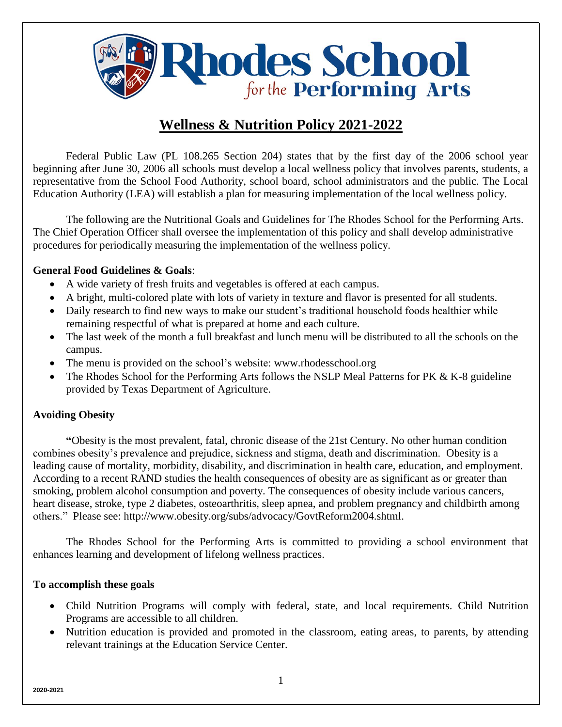# Rhodes School for the Performing Arts

## Wellness & Nutrition Policy 2021-2022

Federal Public Law (PL 108.265 Section 204) states that by the first day of the 2006 school year beginning after June 30, 2006 all schools must develop a local wellness policy that involves parents, students, a representative from the School Food Authority, school board, school administrators and the public. The Local Education Authority (LEA) will establish a plan for measuring implementation of the local wellness policy.

The following are the Nutritional Goals and Guidelines for The Rhodes School for the Performing Arts. The Chief Operation Officer shall oversee the implementation of this policy and shall develop administrative procedures for periodically measuring the implementation of the wellness policy.

**General Food Guidelines & Goals**:

- A wide variety of fresh fruits and vegetables is offered at each campus.
- A bright, multi-colored plate with lots of variety in texture and flavor is presented for all students.
- Daily research to find new ways to make our student's traditional household foods healthier while remaining respectful of what is prepared at home and each culture.
- The last week of the month a full breakfast and lunch menu will be distributed to all the schools on the campus.
- The menu is provided on the school's website: www.rhodesschool.org
- The Rhodes School for the Performing Arts follows the NSLP Meal Patterns for PK & K-8 guideline provided by Texas Department of Agriculture.

**Avoiding Obesity**

"Obesity is the most prevalent, fatal, chronic disease of the 21st Century. No other human condition combines obesity's prevalence and prejudice, sickness and stigma, death and discrimination. Obesity is a leading cause of mortality, morbidity, disability, and discrimination in health care, education, and employment. According to a recent RAND studies the health consequences of obesity are as significant as or greater than smoking, problem alcohol consumption and poverty. The consequences of obesity include various cancers, heart disease, stroke, type 2 diabetes, osteoarthritis, sleep apnea, and problem pregnancy and childbirth among others." Please see: http://www.obesity.org/subs/advocacy/GovtReform2004.shtml.

The Rhodes School for the Performing Arts is committed to providing a school environment that enhances learning and development of lifelong wellness practices.

**To accomplish these goals**

- Child Nutrition Programs will comply with federal, state, and local requirements. Child Nutrition Programs are accessible to all children.
- Nutrition education is provided and promoted in the classroom, eating areas, to parents, by attending relevant trainings at the Education Service Center.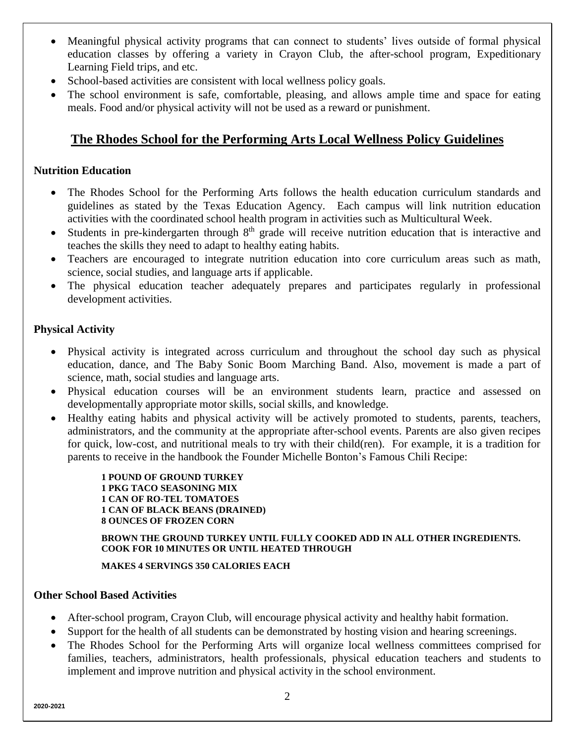- Meaningful physical activity programs that can connect to students' lives outside of formal physical education classes by offering a variety in Crayon Club, the after-school program, Expeditionary Learning Field trips, and etc.
- School-based activities are consistent with local wellness policy goals.
- The school environment is safe, comfortable, pleasing, and allows ample time and space for eating meals. Food and/or physical activity will not be used as a reward or punishment.

## The Rhodes School for the Performing Arts Local Wellness Policy Guidelines

### Nutrition Education

- The Rhodes School for the Performing Arts follows the health education curriculum standards and guidelines as stated by the Texas Education Agency. Each campus will link nutrition education activities with the coordinated school health program in activities such as Multicultural Week.
- Students in pre-kindergarten through 8th grade will receive nutrition education that is interactive and teaches the skills they need to adapt to healthy eating habits.
- Teachers are encouraged to integrate nutrition education into core curriculum areas such as math, science, social studies, and language arts if applicable.
- The physical education teacher adequately prepares and participates regularly in professional development activities.

### Physical Activity

- Physical activity is integrated across curriculum and throughout the school day such as physical education, dance, and The Baby Sonic Boom Marching Band. Also, movement is made a part of science, math, social studies and language arts.
- Physical education courses will be an environment students learn, practice and assessed on developmentally appropriate motor skills, social skills, and knowledge.
- Healthy eating habits and physical activity will be actively promoted to students, parents, teachers, administrators, and the community at the appropriate after-school events. Parents are also given recipes for quick, low-cost, and nutritional meals to try with their child(ren). For example, it is a tradition for parents to receive in the handbook the Founder Michelle Bonton's Famous Chili Recipe:

  **1 POUND OF GROUND TURKEY**
  **1 PKG TACO SEASONING MIX**
  **1 CAN OF RO-TEL TOMATOES**
  **1 CAN OF BLACK BEANS (DRAINED)**
  **8 OUNCES OF FROZEN CORN**

  **BROWN THE GROUND TURKEY UNTIL FULLY COOKED ADD IN ALL OTHER INGREDIENTS. COOK FOR 10 MINUTES OR UNTIL HEATED THROUGH**

  **MAKES 4 SERVINGS 350 CALORIES EACH**

### Other School Based Activities

- After-school program, Crayon Club, will encourage physical activity and healthy habit formation.
- Support for the health of all students can be demonstrated by hosting vision and hearing screenings.
- The Rhodes School for the Performing Arts will organize local wellness committees comprised for families, teachers, administrators, health professionals, physical education teachers and students to implement and improve nutrition and physical activity in the school environment.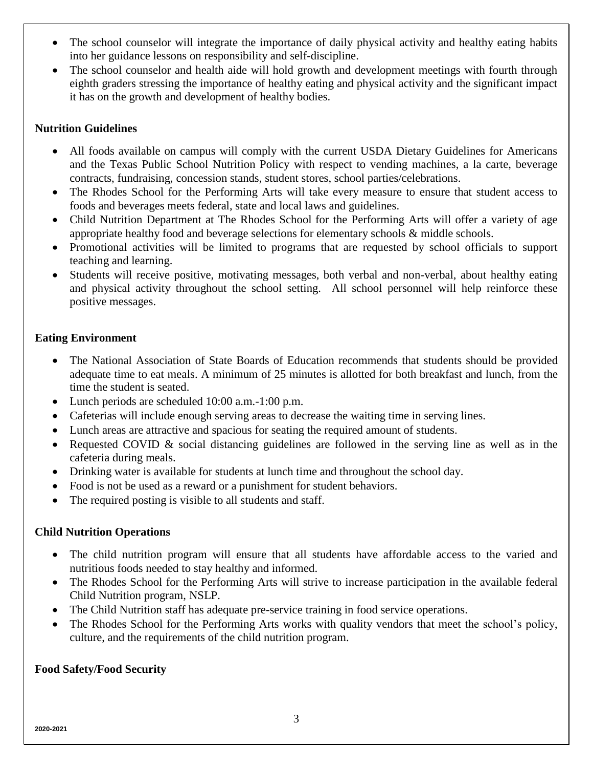- The school counselor will integrate the importance of daily physical activity and healthy eating habits into her guidance lessons on responsibility and self-discipline.
- The school counselor and health aide will hold growth and development meetings with fourth through eighth graders stressing the importance of healthy eating and physical activity and the significant impact it has on the growth and development of healthy bodies.

**Nutrition Guidelines**

- All foods available on campus will comply with the current USDA Dietary Guidelines for Americans and the Texas Public School Nutrition Policy with respect to vending machines, a la carte, beverage contracts, fundraising, concession stands, student stores, school parties/celebrations.
- The Rhodes School for the Performing Arts will take every measure to ensure that student access to foods and beverages meets federal, state and local laws and guidelines.
- Child Nutrition Department at The Rhodes School for the Performing Arts will offer a variety of age appropriate healthy food and beverage selections for elementary schools & middle schools.
- Promotional activities will be limited to programs that are requested by school officials to support teaching and learning.
- Students will receive positive, motivating messages, both verbal and non-verbal, about healthy eating and physical activity throughout the school setting. All school personnel will help reinforce these positive messages.

**Eating Environment**

- The National Association of State Boards of Education recommends that students should be provided adequate time to eat meals. A minimum of 25 minutes is allotted for both breakfast and lunch, from the time the student is seated.
- Lunch periods are scheduled 10:00 a.m.-1:00 p.m.
- Cafeterias will include enough serving areas to decrease the waiting time in serving lines.
- Lunch areas are attractive and spacious for seating the required amount of students.
- Requested COVID & social distancing guidelines are followed in the serving line as well as in the cafeteria during meals.
- Drinking water is available for students at lunch time and throughout the school day.
- Food is not be used as a reward or a punishment for student behaviors.
- The required posting is visible to all students and staff.

**Child Nutrition Operations**

- The child nutrition program will ensure that all students have affordable access to the varied and nutritious foods needed to stay healthy and informed.
- The Rhodes School for the Performing Arts will strive to increase participation in the available federal Child Nutrition program, NSLP.
- The Child Nutrition staff has adequate pre-service training in food service operations.
- The Rhodes School for the Performing Arts works with quality vendors that meet the school's policy, culture, and the requirements of the child nutrition program.

**Food Safety/Food Security**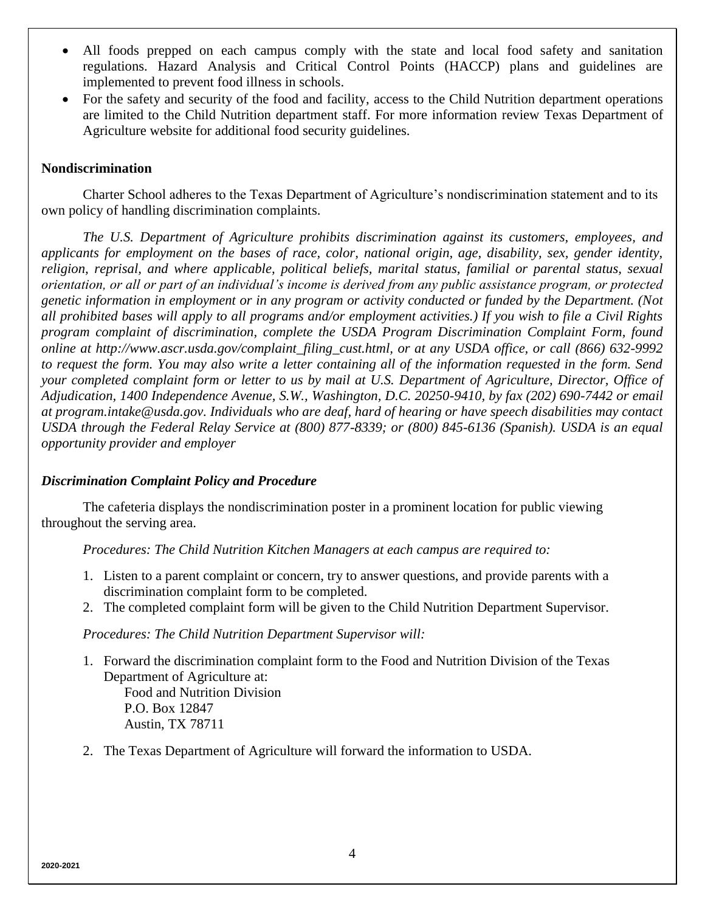- All foods prepped on each campus comply with the state and local food safety and sanitation regulations. Hazard Analysis and Critical Control Points (HACCP) plans and guidelines are implemented to prevent food illness in schools.
- For the safety and security of the food and facility, access to the Child Nutrition department operations are limited to the Child Nutrition department staff. For more information review Texas Department of Agriculture website for additional food security guidelines.

**Nondiscrimination**

Charter School adheres to the Texas Department of Agriculture's nondiscrimination statement and to its own policy of handling discrimination complaints.

*The U.S. Department of Agriculture prohibits discrimination against its customers, employees, and applicants for employment on the bases of race, color, national origin, age, disability, sex, gender identity, religion, reprisal, and where applicable, political beliefs, marital status, familial or parental status, sexual orientation, or all or part of an individual's income is derived from any public assistance program, or protected genetic information in employment or in any program or activity conducted or funded by the Department. (Not all prohibited bases will apply to all programs and/or employment activities.) If you wish to file a Civil Rights program complaint of discrimination, complete the USDA Program Discrimination Complaint Form, found online at http://www.ascr.usda.gov/complaint_filing_cust.html, or at any USDA office, or call (866) 632-9992 to request the form. You may also write a letter containing all of the information requested in the form. Send your completed complaint form or letter to us by mail at U.S. Department of Agriculture, Director, Office of Adjudication, 1400 Independence Avenue, S.W., Washington, D.C. 20250-9410, by fax (202) 690-7442 or email at program.intake@usda.gov. Individuals who are deaf, hard of hearing or have speech disabilities may contact USDA through the Federal Relay Service at (800) 877-8339; or (800) 845-6136 (Spanish). USDA is an equal opportunity provider and employer*

***Discrimination Complaint Policy and Procedure***

The cafeteria displays the nondiscrimination poster in a prominent location for public viewing throughout the serving area.

*Procedures: The Child Nutrition Kitchen Managers at each campus are required to:*

1. Listen to a parent complaint or concern, try to answer questions, and provide parents with a discrimination complaint form to be completed.
2. The completed complaint form will be given to the Child Nutrition Department Supervisor.

*Procedures: The Child Nutrition Department Supervisor will:*

1. Forward the discrimination complaint form to the Food and Nutrition Division of the Texas Department of Agriculture at:
   Food and Nutrition Division
   P.O. Box 12847
   Austin, TX 78711
2. The Texas Department of Agriculture will forward the information to USDA.